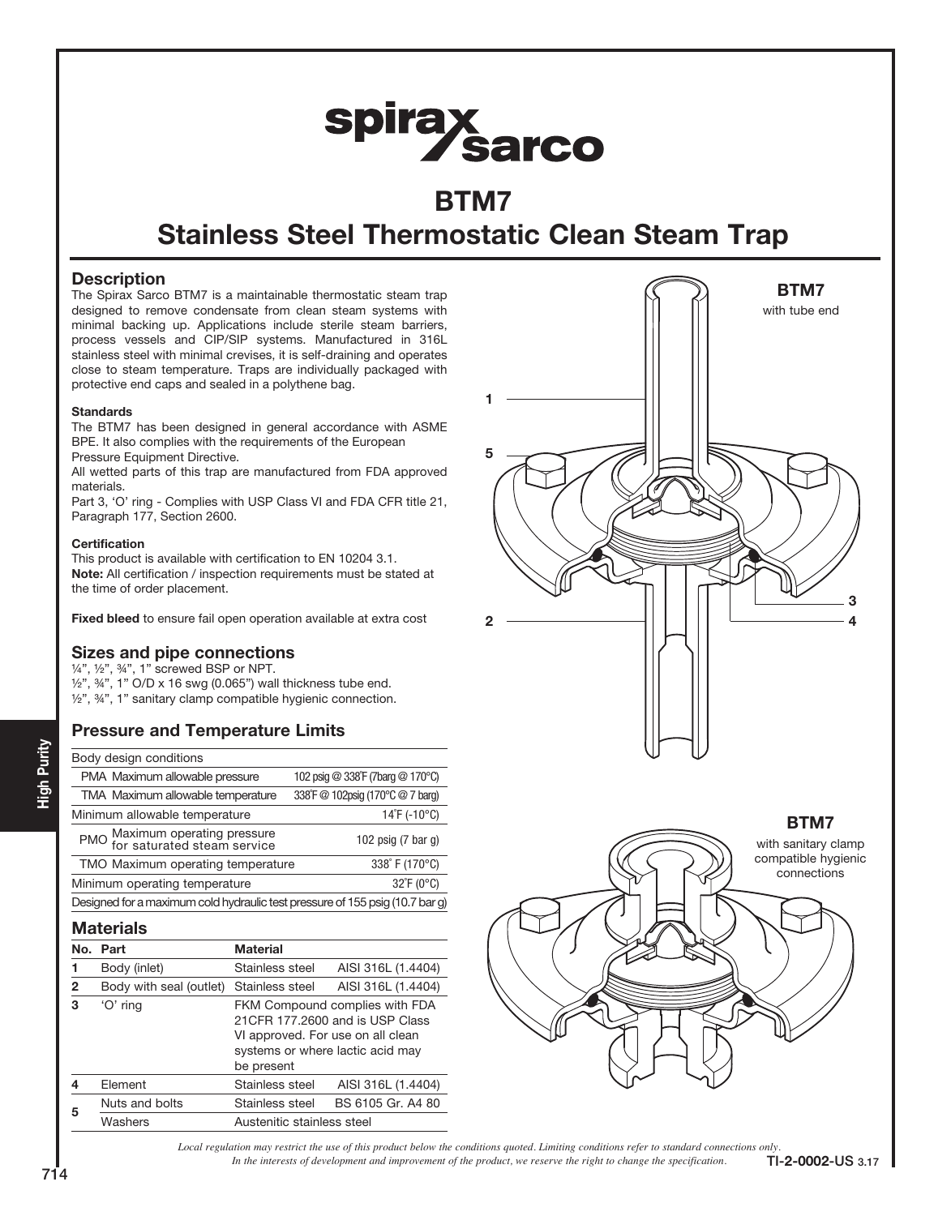# BTM7
# Stainless Steel Thermostatic Clean Steam Trap

## Description

The Spirax Sarco BTM7 is a maintainable thermostatic steam trap designed to remove condensate from clean steam systems with minimal backing up. Applications include sterile steam barriers, process vessels and CIP/SIP systems. Manufactured in 316L stainless steel with minimal crevises, it is self-draining and operates close to steam temperature. Traps are individually packaged with protective end caps and sealed in a polythene bag.

### Standards

The BTM7 has been designed in general accordance with ASME BPE. It also complies with the requirements of the European Pressure Equipment Directive.

All wetted parts of this trap are manufactured from FDA approved materials.

Part 3, 'O' ring - Complies with USP Class VI and FDA CFR title 21, Paragraph 177, Section 2600.

### Certification

This product is available with certification to EN 10204 3.1.

**Note:** All certification / inspection requirements must be stated at the time of order placement.

**Fixed bleed** to ensure fail open operation available at extra cost

## Sizes and pipe connections

¼", ½", ¾", 1" screwed BSP or NPT.

½", ¾", 1" O/D x 16 swg (0.065") wall thickness tube end.

½", ¾", 1" sanitary clamp compatible hygienic connection.

## Pressure and Temperature Limits

| Body design conditions | |
|---|---|
| PMA Maximum allowable pressure | 102 psig @ 338°F (7barg @ 170°C) |
| TMA Maximum allowable temperature | 338°F @ 102psig (170°C @ 7 barg) |
| Minimum allowable temperature | 14°F (-10°C) |
| PMO Maximum operating pressure for saturated steam service | 102 psig (7 bar g) |
| TMO Maximum operating temperature | 338° F (170°C) |
| Minimum operating temperature | 32°F (0°C) |
| Designed for a maximum cold hydraulic test pressure of 155 psig (10.7 bar g) | |

## Materials

| No. | Part | Material | |
|---|---|---|---|
| 1 | Body (inlet) | Stainless steel | AISI 316L (1.4404) |
| 2 | Body with seal (outlet) | Stainless steel | AISI 316L (1.4404) |
| 3 | 'O' ring | FKM Compound complies with FDA 21CFR 177.2600 and is USP Class VI approved. For use on all clean systems or where lactic acid may be present | |
| 4 | Element | Stainless steel | AISI 316L (1.4404) |
| 5 | Nuts and bolts | Stainless steel | BS 6105 Gr. A4 80 |
| | Washers | Austenitic stainless steel | |

**BTM7** with tube end

**BTM7** with sanitary clamp compatible hygienic connections

*Local regulation may restrict the use of this product below the conditions quoted. Limiting conditions refer to standard connections only.*
*In the interests of development and improvement of the product, we reserve the right to change the specification.*

TI-2-0002-US 3.17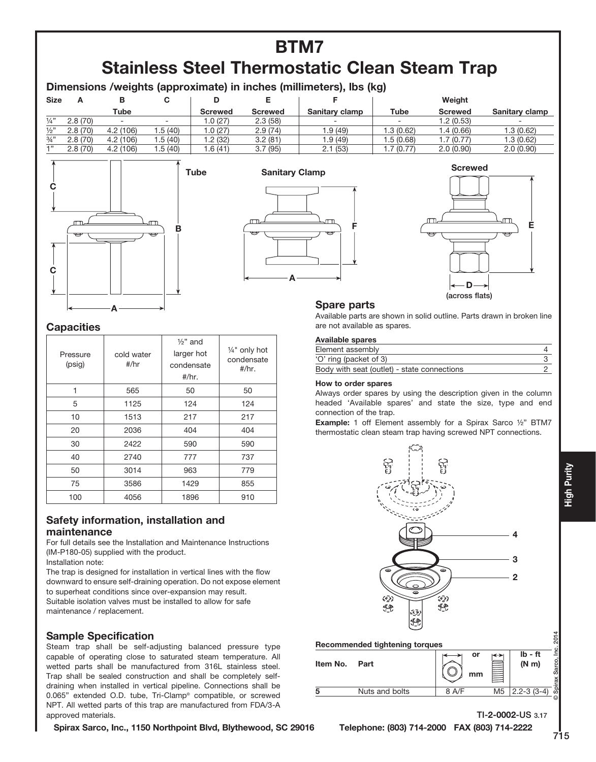# BTM7

# Stainless Steel Thermostatic Clean Steam Trap

## Dimensions /weights (approximate) in inches (millimeters), lbs (kg)

| Size | A | B | C | D | E | F | Weight | | |
|---|---|---|---|---|---|---|---|---|---|
| | | Tube | | Screwed | Screwed | Sanitary clamp | Tube | Screwed | Sanitary clamp |
| ¼" | 2.8 (70) | - | - | 1.0 (27) | 2.3 (58) | - | - | 1.2 (0.53) | - |
| ½" | 2.8 (70) | 4.2 (106) | 1.5 (40) | 1.0 (27) | 2.9 (74) | 1.9 (49) | 1.3 (0.62) | 1.4 (0.66) | 1.3 (0.62) |
| ¾" | 2.8 (70) | 4.2 (106) | 1.5 (40) | 1.2 (32) | 3.2 (81) | 1.9 (49) | 1.5 (0.68) | 1.7 (0.77) | 1.3 (0.62) |
| 1" | 2.8 (70) | 4.2 (106) | 1.5 (40) | 1.6 (41) | 3.7 (95) | 2.1 (53) | 1.7 (0.77) | 2.0 (0.90) | 2.0 (0.90) |

Tube

Sanitary Clamp

Screwed

D (across flats)

## Capacities

| Pressure (psig) | cold water #/hr | ½" and larger hot condensate #/hr. | ¼" only hot condensate #/hr. |
|---|---|---|---|
| 1 | 565 | 50 | 50 |
| 5 | 1125 | 124 | 124 |
| 10 | 1513 | 217 | 217 |
| 20 | 2036 | 404 | 404 |
| 30 | 2422 | 590 | 590 |
| 40 | 2740 | 777 | 737 |
| 50 | 3014 | 963 | 779 |
| 75 | 3586 | 1429 | 855 |
| 100 | 4056 | 1896 | 910 |

## Safety information, installation and maintenance

For full details see the Installation and Maintenance Instructions (IM-P180-05) supplied with the product.

Installation note:

The trap is designed for installation in vertical lines with the flow downward to ensure self-draining operation. Do not expose element to superheat conditions since over-expansion may result. Suitable isolation valves must be installed to allow for safe maintenance / replacement.

## Sample Specification

Steam trap shall be self-adjusting balanced pressure type capable of operating close to saturated steam temperature. All wetted parts shall be manufactured from 316L stainless steel. Trap shall be sealed construction and shall be completely self-draining when installed in vertical pipeline. Connections shall be 0.065" extended O.D. tube, Tri-Clamp® compatible, or screwed NPT. All wetted parts of this trap are manufactured from FDA/3-A approved materials.

## Spare parts

Available parts are shown in solid outline. Parts drawn in broken line are not available as spares.

**Available spares**

| | |
|---|---|
| Element assembly | 4 |
| 'O' ring (packet of 3) | 3 |
| Body with seat (outlet) - state connections | 2 |

**How to order spares**

Always order spares by using the description given in the column headed 'Available spares' and state the size, type and end connection of the trap.

**Example:** 1 off Element assembly for a Spirax Sarco ½" BTM7 thermostatic clean steam trap having screwed NPT connections.

**Recommended tightening torques**

| Item No. | Part | or mm | | lb - ft (N m) |
|---|---|---|---|---|
| 5 | Nuts and bolts | 8 A/F | M5 | 2.2-3 (3-4) |

© Spirax Sarco, Inc. 2014

TI-2-0002-US 3.17

Spirax Sarco, Inc., 1150 Northpoint Blvd, Blythewood, SC 29016 Telephone: (803) 714-2000 FAX (803) 714-2222